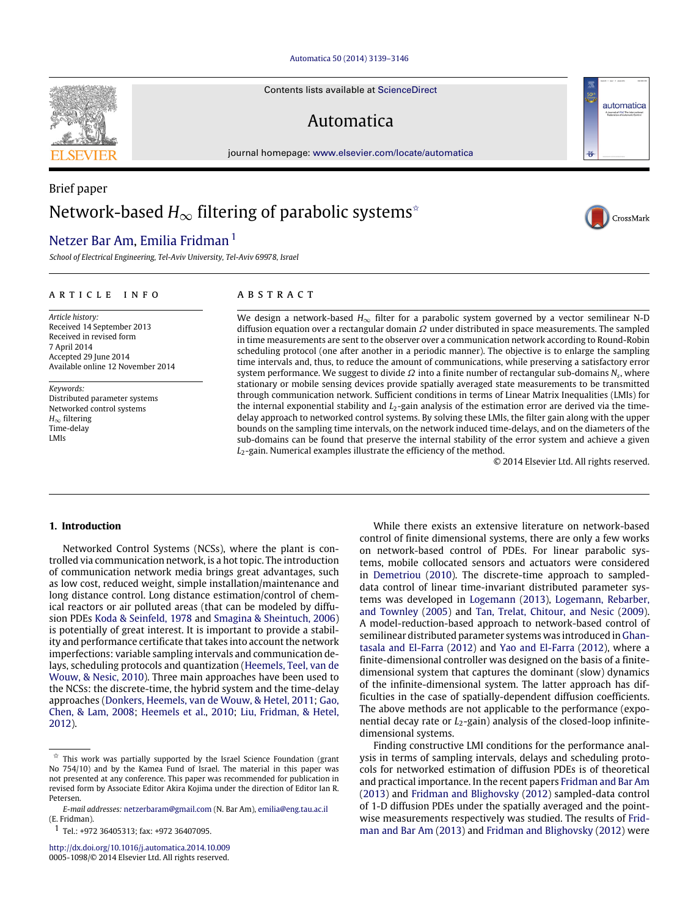Brief paper

# Network-based $H_\infty$ filtering of parabolic systems[☆]

Netzer Bar Am, Emilia Fridman[1]

*School of Electrical Engineering, Tel-Aviv University, Tel-Aviv 69978, Israel*

## ARTICLE INFO

*Article history:*
Received 14 September 2013
Received in revised form
7 April 2014
Accepted 29 June 2014
Available online 12 November 2014

*Keywords:*
Distributed parameter systems
Networked control systems
$H_\infty$ filtering
Time-delay
LMIs

## ABSTRACT

We design a network-based $H_\infty$ filter for a parabolic system governed by a vector semilinear N-D diffusion equation over a rectangular domain $\Omega$ under distributed in space measurements. The sampled in time measurements are sent to the observer over a communication network according to Round-Robin scheduling protocol (one after another in a periodic manner). The objective is to enlarge the sampling time intervals and, thus, to reduce the amount of communications, while preserving a satisfactory error system performance. We suggest to divide $\Omega$ into a finite number of rectangular sub-domains $N_s$, where stationary or mobile sensing devices provide spatially averaged state measurements to be transmitted through communication network. Sufficient conditions in terms of Linear Matrix Inequalities (LMIs) for the internal exponential stability and $L_2$-gain analysis of the estimation error are derived via the time-delay approach to networked control systems. By solving these LMIs, the filter gain along with the upper bounds on the sampling time intervals, on the network induced time-delays, and on the diameters of the sub-domains can be found that preserve the internal stability of the error system and achieve a given $L_2$-gain. Numerical examples illustrate the efficiency of the method.

© 2014 Elsevier Ltd. All rights reserved.

## 1. Introduction

Networked Control Systems (NCSs), where the plant is controlled via communication network, is a hot topic. The introduction of communication network media brings great advantages, such as low cost, reduced weight, simple installation/maintenance and long distance control. Long distance estimation/control of chemical reactors or air polluted areas (that can be modeled by diffusion PDEs Koda & Seinfeld, 1978 and Smagina & Sheintuch, 2006) is potentially of great interest. It is important to provide a stability and performance certificate that takes into account the network imperfections: variable sampling intervals and communication delays, scheduling protocols and quantization (Heemels, Teel, van de Wouw, & Nesic, 2010). Three main approaches have been used to the NCSs: the discrete-time, the hybrid system and the time-delay approaches (Donkers, Heemels, van de Wouw, & Hetel, 2011; Gao, Chen, & Lam, 2008; Heemels et al., 2010; Liu, Fridman, & Hetel, 2012).

While there exists an extensive literature on network-based control of finite dimensional systems, there are only a few works on network-based control of PDEs. For linear parabolic systems, mobile collocated sensors and actuators were considered in Demetriou (2010). The discrete-time approach to sampled-data control of linear time-invariant distributed parameter systems was developed in Logemann (2013), Logemann, Rebarber, and Townley (2005) and Tan, Trelat, Chitour, and Nesic (2009). A model-reduction-based approach to network-based control of semilinear distributed parameter systems was introduced in Ghantasala and El-Farra (2012) and Yao and El-Farra (2012), where a finite-dimensional controller was designed on the basis of a finite-dimensional system that captures the dominant (slow) dynamics of the infinite-dimensional system. The latter approach has difficulties in the case of spatially-dependent diffusion coefficients. The above methods are not applicable to the performance (exponential decay rate or $L_2$-gain) analysis of the closed-loop infinite-dimensional systems.

Finding constructive LMI conditions for the performance analysis in terms of sampling intervals, delays and scheduling protocols for networked estimation of diffusion PDEs is of theoretical and practical importance. In the recent papers Fridman and Bar Am (2013) and Fridman and Blighovsky (2012) sampled-data control of 1-D diffusion PDEs under the spatially averaged and the point-wise measurements respectively was studied. The results of Fridman and Bar Am (2013) and Fridman and Blighovsky (2012) were

---

[☆] This work was partially supported by the Israel Science Foundation (grant No 754/10) and by the Kamea Fund of Israel. The material in this paper was not presented at any conference. This paper was recommended for publication in revised form by Associate Editor Akira Kojima under the direction of Editor Ian R. Petersen.

*E-mail addresses:* netzerbaram@gmail.com (N. Bar Am), emilia@eng.tau.ac.il (E. Fridman).

[1] Tel.: +972 36405313; fax: +972 36407095.

http://dx.doi.org/10.1016/j.automatica.2014.10.009
0005-1098/© 2014 Elsevier Ltd. All rights reserved.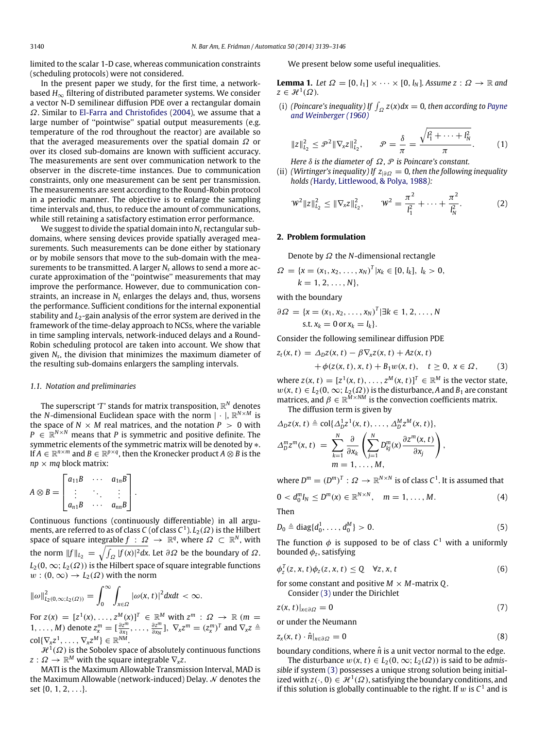limited to the scalar 1-D case, whereas communication constraints (scheduling protocols) were not considered.

In the present paper we study, for the first time, a network-based $H_\infty$ filtering of distributed parameter systems. We consider a vector N-D semilinear diffusion PDE over a rectangular domain $\Omega$. Similar to El-Farra and Christofides (2004), we assume that a large number of "pointwise" spatial output measurements (e.g. temperature of the rod throughout the reactor) are available so that the averaged measurements over the spatial domain $\Omega$ or over its closed sub-domains are known with sufficient accuracy. The measurements are sent over communication network to the observer in the discrete-time instances. Due to communication constraints, only one measurement can be sent per transmission. The measurements are sent according to the Round-Robin protocol in a periodic manner. The objective is to enlarge the sampling time intervals and, thus, to reduce the amount of communications, while still retaining a satisfactory estimation error performance.

We suggest to divide the spatial domain into $N_s$ rectangular sub-domains, where sensing devices provide spatially averaged measurements. Such measurements can be done either by stationary or by mobile sensors that move to the sub-domain with the measurements to be transmitted. A larger $N_s$ allows to send a more accurate approximation of the "pointwise" measurements that may improve the performance. However, due to communication constraints, an increase in $N_s$ enlarges the delays and, thus, worsens the performance. Sufficient conditions for the internal exponential stability and $L_2$-gain analysis of the error system are derived in the framework of the time-delay approach to NCSs, where the variable in time sampling intervals, network-induced delays and a Round-Robin scheduling protocol are taken into account. We show that given $N_s$, the division that minimizes the maximum diameter of the resulting sub-domains enlargers the sampling intervals.

### 1.1. Notation and preliminaries

The superscript '$T$' stands for matrix transposition, $\mathbb{R}^N$ denotes the $N$-dimensional Euclidean space with the norm $|\cdot|$, $\mathbb{R}^{N\times M}$ is the space of $N\times M$ real matrices, and the notation $P>0$ with $P\in\mathbb{R}^{N\times N}$ means that $P$ is symmetric and positive definite. The symmetric elements of the symmetric matrix will be denoted by $*$. If $A\in\mathbb{R}^{n\times m}$ and $B\in\mathbb{R}^{p\times q}$, then the Kronecker product $A\otimes B$ is the $np\times mq$ block matrix:

$$A\otimes B=\begin{bmatrix} a_{11}B & \cdots & a_{1n}B\\ \vdots & \ddots & \vdots\\ a_{n1}B & \cdots & a_{nn}B\end{bmatrix}.$$

Continuous functions (continuously differentiable) in all arguments, are referred to as of class $C$ (of class $C^1$). $L_2(\Omega)$ is the Hilbert space of square integrable $f:\Omega\to\mathbb{R}^q$, where $\Omega\subset\mathbb{R}^N$, with the norm $\|f\|_{L_2}=\sqrt{\int_\Omega|f(x)|^2dx}$. Let $\partial\Omega$ be the boundary of $\Omega$. $L_2(0,\infty;L_2(\Omega))$ is the Hilbert space of square integrable functions $w:(0,\infty)\to L_2(\Omega)$ with the norm

$$\|\omega\|^2_{L_2(0,\infty;L_2(\Omega))}=\int_0^\infty\int_{x\in\Omega}|\omega(x,t)|^2dxdt<\infty.$$

For $z(x)=[z^1(x),\dots,z^M(x)]^T\in\mathbb{R}^M$ with $z^m:\Omega\to\mathbb{R}$ ($m=1,\dots,M$) denote $z^m_x=[\frac{\partial z^m}{\partial x_1},\dots,\frac{\partial z^m}{\partial x_N}]$, $\nabla_x z^m=(z^m_x)^T$ and $\nabla_x z\triangleq \mathrm{col}\{\nabla_x z^1,\dots,\nabla_x z^M\}\in\mathbb{R}^{NM}$.

$\mathcal{H}^1(\Omega)$ is the Sobolev space of absolutely continuous functions $z:\Omega\to\mathbb{R}^M$ with the square integrable $\nabla_x z$.

MATI is the Maximum Allowable Transmission Interval, MAD is the Maximum Allowable (network-induced) Delay. $\mathcal{N}$ denotes the set $\{0,1,2,\dots\}$.

We present below some useful inequalities.

**Lemma 1.** *Let $\Omega=[0,l_1]\times\cdots\times[0,l_N]$. Assume $z:\Omega\to\mathbb{R}$ and $z\in\mathcal{H}^1(\Omega)$.*

(i) *(Poincare's inequality) If $\int_\Omega z(x)dx=0$, then according to Payne and Weinberger (1960)*

$$\|z\|^2_{L_2}\le\mathcal{P}^2\|\nabla_x z\|^2_{L_2},\qquad \mathcal{P}=\frac{\delta}{\pi}=\frac{\sqrt{l_1^2+\cdots+l_N^2}}{\pi}. \tag{1}$$

*Here $\delta$ is the diameter of $\Omega$, $\mathcal{P}$ is Poincare's constant.*

(ii) *(Wirtinger's inequality) If $z_{|\partial\Omega}=0$, then the following inequality holds (Hardy, Littlewood, & Polya, 1988):*

$$\mathcal{W}^2\|z\|^2_{L_2}\le\|\nabla_x z\|^2_{L_2},\qquad \mathcal{W}^2=\frac{\pi^2}{l_1^2}+\cdots+\frac{\pi^2}{l_N^2}. \tag{2}$$

## 2. Problem formulation

Denote by $\Omega$ the $N$-dimensional rectangle

$$\Omega=\{x=(x_1,x_2,\dots,x_N)^T|x_k\in[0,l_k],\ l_k>0,\ k=1,2,\dots,N\},$$

with the boundary

$$\partial\Omega=\{x=(x_1,x_2,\dots,x_N)^T|\exists k\in 1,2,\dots,N \text{ s.t. } x_k=0 \text{ or } x_k=l_k\}.$$

Consider the following semilinear diffusion PDE

$$z_t(x,t)=\Delta_D z(x,t)-\beta\nabla_x z(x,t)+Az(x,t)+\phi(z(x,t),x,t)+B_1w(x,t),\quad t\ge 0,\ x\in\Omega, \tag{3}$$

where $z(x,t)=[z^1(x,t),\dots,z^M(x,t)]^T\in\mathbb{R}^M$ is the vector state, $w(x,t)\in L_2(0,\infty;L_2(\Omega))$ is the disturbance, $A$ and $B_1$ are constant matrices, and $\beta\in\mathbb{R}^{M\times NM}$ is the convection coefficients matrix.

The diffusion term is given by

$$\Delta_D z(x,t)\triangleq\mathrm{col}\{\Delta^1_D z^1(x,t),\dots,\Delta^M_D z^M(x,t)\},$$

$$\Delta^m_D z^m(x,t)=\sum_{k=1}^N\frac{\partial}{\partial x_k}\left(\sum_{j=1}^N D^m_{kj}(x)\frac{\partial z^m(x,t)}{\partial x_j}\right),\quad m=1,\dots,M,$$

where $D^m=(D^m)^T:\Omega\to\mathbb{R}^{N\times N}$ is of class $C^1$. It is assumed that

$$0<d^m_0 I_N\le D^m(x)\in\mathbb{R}^{N\times N},\quad m=1,\dots,M. \tag{4}$$

Then

$$D_0\triangleq\mathrm{diag}\{d^1_0,\dots,d^M_0\}>0. \tag{5}$$

The function $\phi$ is supposed to be of class $C^1$ with a uniformly bounded $\phi_z$, satisfying

$$\phi_z^T(z,x,t)\phi_z(z,x,t)\le Q\quad\forall z,x,t \tag{6}$$

for some constant and positive $M\times M$-matrix $Q$.

Consider (3) under the Dirichlet

$$z(x,t)|_{x\in\partial\Omega}=0 \tag{7}$$

or under the Neumann

$$z_x(x,t)\cdot\hat{n}|_{x\in\partial\Omega}=0 \tag{8}$$

boundary conditions, where $\hat{n}$ is a unit vector normal to the edge.

The disturbance $w(x,t)\in L_2(0,\infty;L_2(\Omega))$ is said to be *admissible* if system (3) possesses a unique strong solution being initialized with $z(\cdot,0)\in\mathcal{H}^1(\Omega)$, satisfying the boundary conditions, and if this solution is globally continuable to the right. If $w$ is $C^1$ and is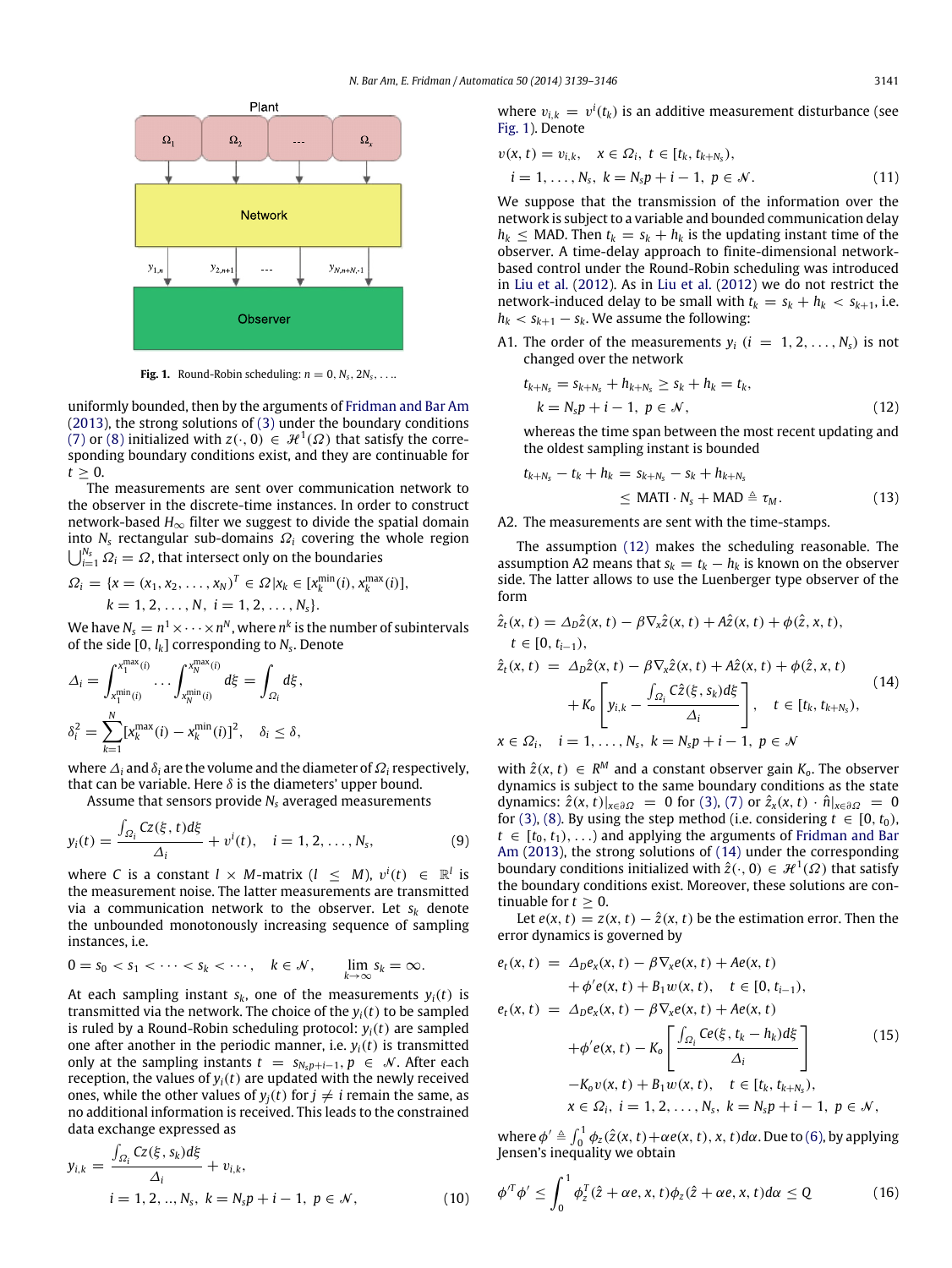Fig. 1. Round-Robin scheduling: $n = 0, N_s, 2N_s, \ldots$.

uniformly bounded, then by the arguments of Fridman and Bar Am (2013), the strong solutions of (3) under the boundary conditions (7) or (8) initialized with $z(\cdot, 0) \in \mathcal{H}^1(\Omega)$ that satisfy the corresponding boundary conditions exist, and they are continuable for $t \geq 0$.

The measurements are sent over communication network to the observer in the discrete-time instances. In order to construct network-based $H_\infty$ filter we suggest to divide the spatial domain into $N_s$ rectangular sub-domains $\Omega_i$ covering the whole region $\bigcup_{i=1}^{N_s} \Omega_i = \Omega$, that intersect only on the boundaries

$$\Omega_i = \{x = (x_1, x_2, \ldots, x_N)^T \in \Omega | x_k \in [x_k^{\min}(i), x_k^{\max}(i)], \quad k = 1, 2, \ldots, N, \ i = 1, 2, \ldots, N_s\}.$$

We have $N_s = n^1 \times \cdots \times n^N$, where $n^k$ is the number of subintervals of the side $[0, l_k]$ corresponding to $N_s$. Denote

$$\Delta_i = \int_{x_1^{\min}(i)}^{x_1^{\max}(i)} \cdots \int_{x_N^{\min}(i)}^{x_N^{\max}(i)} d\xi = \int_{\Omega_i} d\xi,$$

$$\delta_i^2 = \sum_{k=1}^{N} [x_k^{\max}(i) - x_k^{\min}(i)]^2, \quad \delta_i \leq \delta,$$

where $\Delta_i$ and $\delta_i$ are the volume and the diameter of $\Omega_i$ respectively, that can be variable. Here $\delta$ is the diameters' upper bound.

Assume that sensors provide $N_s$ averaged measurements

$$y_i(t) = \frac{\int_{\Omega_i} Cz(\xi, t) d\xi}{\Delta_i} + v^i(t), \quad i = 1, 2, \ldots, N_s, \tag{9}$$

where $C$ is a constant $l \times M$-matrix ($l \leq M$), $v^i(t) \in \mathbb{R}^l$ is the measurement noise. The latter measurements are transmitted via a communication network to the observer. Let $s_k$ denote the unbounded monotonously increasing sequence of sampling instances, i.e.

$$0 = s_0 < s_1 < \cdots < s_k < \cdots, \quad k \in \mathcal{N}, \quad \lim_{k \to \infty} s_k = \infty.$$

At each sampling instant $s_k$, one of the measurements $y_i(t)$ is transmitted via the network. The choice of the $y_i(t)$ to be sampled is ruled by a Round-Robin scheduling protocol: $y_i(t)$ are sampled one after another in the periodic manner, i.e. $y_i(t)$ is transmitted only at the sampling instants $t = s_{N_s p + i - 1}$, $p \in \mathcal{N}$. After each reception, the values of $y_i(t)$ are updated with the newly received ones, while the other values of $y_j(t)$ for $j \neq i$ remain the same, as no additional information is received. This leads to the constrained data exchange expressed as

$$y_{i,k} = \frac{\int_{\Omega_i} Cz(\xi, s_k) d\xi}{\Delta_i} + v_{i,k}, \quad i = 1, 2, .., N_s, \ k = N_s p + i - 1, \ p \in \mathcal{N}, \tag{10}$$

where $v_{i,k} = v^i(t_k)$ is an additive measurement disturbance (see Fig. 1). Denote

$$v(x, t) = v_{i,k}, \quad x \in \Omega_i, \ t \in [t_k, t_{k+N_s}), \quad i = 1, \ldots, N_s, \ k = N_s p + i - 1, \ p \in \mathcal{N}. \tag{11}$$

We suppose that the transmission of the information over the network is subject to a variable and bounded communication delay $h_k \leq$ MAD. Then $t_k = s_k + h_k$ is the updating instant time of the observer. A time-delay approach to finite-dimensional network-based control under the Round-Robin scheduling was introduced in Liu et al. (2012). As in Liu et al. (2012) we do not restrict the network-induced delay to be small with $t_k = s_k + h_k < s_{k+1}$, i.e. $h_k < s_{k+1} - s_k$. We assume the following:

A1. The order of the measurements $y_i$ ($i = 1, 2, \ldots, N_s$) is not changed over the network

$$t_{k+N_s} = s_{k+N_s} + h_{k+N_s} \geq s_k + h_k = t_k, \quad k = N_s p + i - 1, \ p \in \mathcal{N}, \tag{12}$$

whereas the time span between the most recent updating and the oldest sampling instant is bounded

$$t_{k+N_s} - t_k + h_k = s_{k+N_s} - s_k + h_{k+N_s} \leq \text{MATI} \cdot N_s + \text{MAD} \triangleq \tau_M. \tag{13}$$

A2. The measurements are sent with the time-stamps.

The assumption (12) makes the scheduling reasonable. The assumption A2 means that $s_k = t_k - h_k$ is known on the observer side. The latter allows to use the Luenberger type observer of the form

$$\begin{aligned}
\hat{z}_t(x, t) &= \Delta_D \hat{z}(x, t) - \beta \nabla_x \hat{z}(x, t) + A\hat{z}(x, t) + \phi(\hat{z}, x, t), \\
& \quad t \in [0, t_{i-1}), \\
\hat{z}_t(x, t) &= \Delta_D \hat{z}(x, t) - \beta \nabla_x \hat{z}(x, t) + A\hat{z}(x, t) + \phi(\hat{z}, x, t) \\
& \quad + K_o \left[ y_{i,k} - \frac{\int_{\Omega_i} C\hat{z}(\xi, s_k) d\xi}{\Delta_i} \right], \quad t \in [t_k, t_{k+N_s}), \\
& x \in \Omega_i, \quad i = 1, \ldots, N_s, \ k = N_s p + i - 1, \ p \in \mathcal{N}
\end{aligned} \tag{14}$$

with $\hat{z}(x, t) \in R^M$ and a constant observer gain $K_o$. The observer dynamics is subject to the same boundary conditions as the state dynamics: $\hat{z}(x, t)|_{x \in \partial\Omega} = 0$ for (3), (7) or $\hat{z}_x(x, t) \cdot \hat{n}|_{x \in \partial\Omega} = 0$ for (3), (8). By using the step method (i.e. considering $t \in [0, t_0)$, $t \in [t_0, t_1), \ldots$) and applying the arguments of Fridman and Bar Am (2013), the strong solutions of (14) under the corresponding boundary conditions initialized with $\hat{z}(\cdot, 0) \in \mathcal{H}^1(\Omega)$ that satisfy the boundary conditions exist. Moreover, these solutions are continuable for $t \geq 0$.

Let $e(x, t) = z(x, t) - \hat{z}(x, t)$ be the estimation error. Then the error dynamics is governed by

$$\begin{aligned}
e_t(x, t) &= \Delta_D e_x(x, t) - \beta \nabla_x e(x, t) + Ae(x, t) \\
& \quad + \phi' e(x, t) + B_1 w(x, t), \quad t \in [0, t_{i-1}), \\
e_t(x, t) &= \Delta_D e_x(x, t) - \beta \nabla_x e(x, t) + Ae(x, t) \\
& \quad + \phi' e(x, t) - K_o \left[ \frac{\int_{\Omega_i} Ce(\xi, t_k - h_k) d\xi}{\Delta_i} \right] \\
& \quad - K_o v(x, t) + B_1 w(x, t), \quad t \in [t_k, t_{k+N_s}), \\
& \quad x \in \Omega_i, \ i = 1, 2, \ldots, N_s, \ k = N_s p + i - 1, \ p \in \mathcal{N},
\end{aligned} \tag{15}$$

where $\phi' \triangleq \int_0^1 \phi_z(\hat{z}(x, t) + \alpha e(x, t), x, t) d\alpha$. Due to (6), by applying Jensen's inequality we obtain

$$\phi'^T \phi' \leq \int_0^1 \phi_z^T(\hat{z} + \alpha e, x, t) \phi_z(\hat{z} + \alpha e, x, t) d\alpha \leq Q \tag{16}$$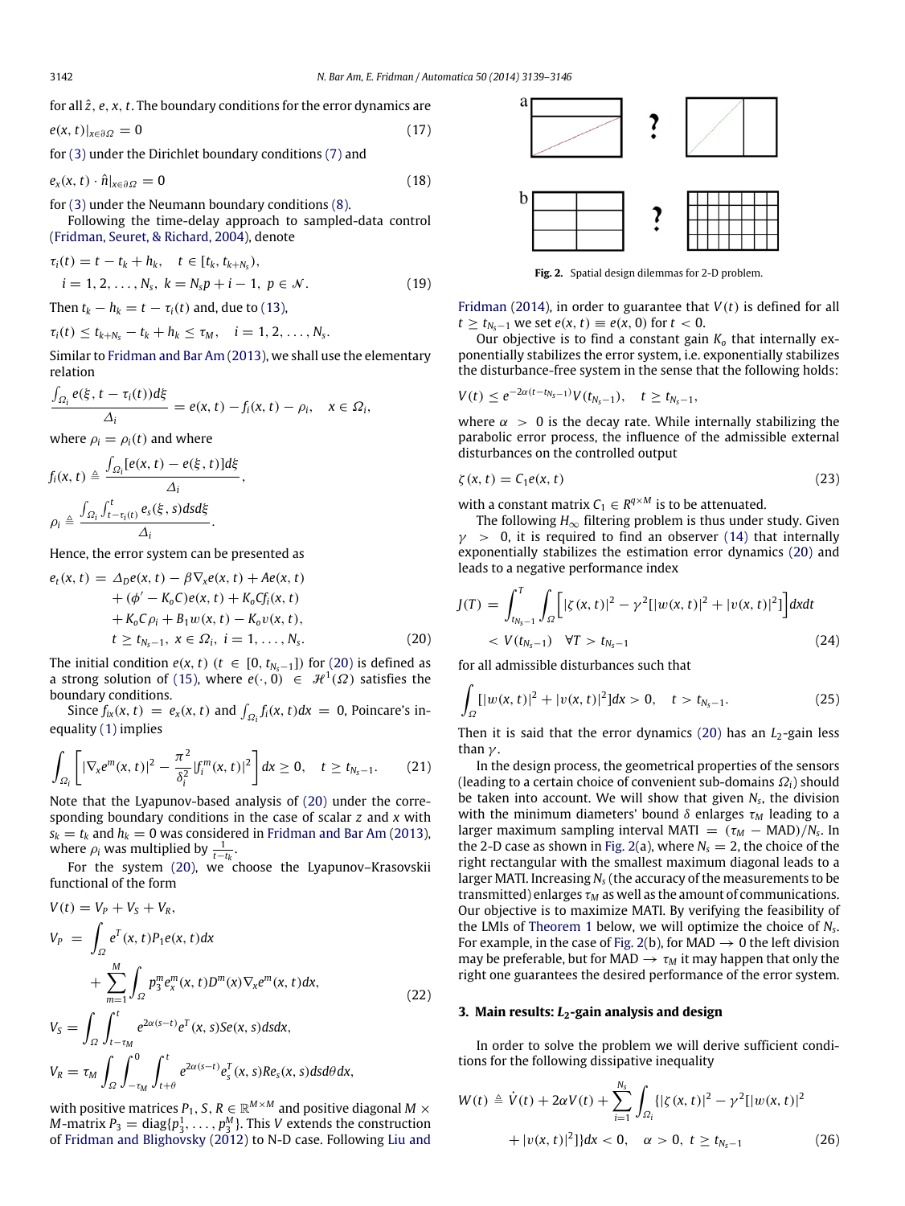for all $\hat{z}$, $e$, $x$, $t$. The boundary conditions for the error dynamics are

$$e(x,t)|_{x\in\partial\Omega} = 0 \tag{17}$$

for (3) under the Dirichlet boundary conditions (7) and

$$e_x(x,t)\cdot\hat{n}|_{x\in\partial\Omega} = 0 \tag{18}$$

for (3) under the Neumann boundary conditions (8).

Following the time-delay approach to sampled-data control (Fridman, Seuret, & Richard, 2004), denote

$$\tau_i(t) = t - t_k + h_k, \quad t \in [t_k, t_{k+N_s}),$$
$$i = 1, 2, \ldots, N_s, \ k = N_s p + i - 1, \ p \in \mathcal{N}. \tag{19}$$

Then $t_k - h_k = t - \tau_i(t)$ and, due to (13),

$$\tau_i(t) \le t_{k+N_s} - t_k + h_k \le \tau_M, \quad i = 1, 2, \ldots, N_s.$$

Similar to Fridman and Bar Am (2013), we shall use the elementary relation

$$\frac{\int_{\Omega_i} e(\xi, t-\tau_i(t))d\xi}{\Delta_i} = e(x,t) - f_i(x,t) - \rho_i, \quad x \in \Omega_i,$$

where $\rho_i = \rho_i(t)$ and where

$$f_i(x,t) \triangleq \frac{\int_{\Omega_i}[e(x,t) - e(\xi,t)]d\xi}{\Delta_i},$$

$$\rho_i \triangleq \frac{\int_{\Omega_i}\int_{t-\tau_i(t)}^{t} e_s(\xi,s)dsd\xi}{\Delta_i}.$$

Hence, the error system can be presented as

$$\begin{aligned} e_t(x,t) =\ & \Delta_D e(x,t) - \beta\nabla_x e(x,t) + Ae(x,t) \\ & + (\phi' - K_o C)e(x,t) + K_o C f_i(x,t) \\ & + K_o C \rho_i + B_1 w(x,t) - K_o v(x,t), \\ & t \ge t_{N_s-1}, \ x \in \Omega_i, \ i = 1, \ldots, N_s. \end{aligned} \tag{20}$$

The initial condition $e(x,t)$ ($t \in [0, t_{N_s-1}]$) for (20) is defined as a strong solution of (15), where $e(\cdot,0) \in \mathcal{H}^1(\Omega)$ satisfies the boundary conditions.

Since $f_{ix}(x,t) = e_x(x,t)$ and $\int_{\Omega_i} f_i(x,t)dx = 0$, Poincare's inequality (1) implies

$$\int_{\Omega_i}\left[|\nabla_x e^m(x,t)|^2 - \frac{\pi^2}{\delta_i^2}|f_i^m(x,t)|^2\right]dx \ge 0, \quad t \ge t_{N_s-1}. \tag{21}$$

Note that the Lyapunov-based analysis of (20) under the corresponding boundary conditions in the case of scalar $z$ and $x$ with $s_k = t_k$ and $h_k = 0$ was considered in Fridman and Bar Am (2013), where $\rho_i$ was multiplied by $\frac{1}{t-t_k}$.

For the system (20), we choose the Lyapunov–Krasovskii functional of the form

$$\begin{aligned} V(t) &= V_P + V_S + V_R, \\ V_P &= \int_\Omega e^T(x,t)P_1 e(x,t)dx \\ &\quad + \sum_{m=1}^{M}\int_\Omega p_3^m e_x^m(x,t)D^m(x)\nabla_x e^m(x,t)dx, \\ V_S &= \int_\Omega\int_{t-\tau_M}^{t} e^{2\alpha(s-t)}e^T(x,s)Se(x,s)dsdx, \\ V_R &= \tau_M\int_\Omega\int_{-\tau_M}^{0}\int_{t+\theta}^{t} e^{2\alpha(s-t)}e_s^T(x,s)Re_s(x,s)dsd\theta dx, \end{aligned} \tag{22}$$

with positive matrices $P_1, S, R \in \mathbb{R}^{M\times M}$ and positive diagonal $M \times M$-matrix $P_3 = \text{diag}\{p_3^1, \ldots, p_3^M\}$. This $V$ extends the construction of Fridman and Blighovsky (2012) to N-D case. Following Liu and Fridman (2014), in order to guarantee that $V(t)$ is defined for all $t \ge t_{N_s-1}$ we set $e(x,t) \equiv e(x,0)$ for $t < 0$.

**Fig. 2.** Spatial design dilemmas for 2-D problem.

Our objective is to find a constant gain $K_o$ that internally exponentially stabilizes the error system, i.e. exponentially stabilizes the disturbance-free system in the sense that the following holds:

$$V(t) \le e^{-2\alpha(t-t_{N_s-1})}V(t_{N_s-1}), \quad t \ge t_{N_s-1},$$

where $\alpha > 0$ is the decay rate. While internally stabilizing the parabolic error process, the influence of the admissible external disturbances on the controlled output

$$\zeta(x,t) = C_1 e(x,t) \tag{23}$$

with a constant matrix $C_1 \in R^{q\times M}$ is to be attenuated.

The following $H_\infty$ filtering problem is thus under study. Given $\gamma > 0$, it is required to find an observer (14) that internally exponentially stabilizes the estimation error dynamics (20) and leads to a negative performance index

$$J(T) = \int_{t_{N_s-1}}^{T}\int_\Omega\Big[|\zeta(x,t)|^2 - \gamma^2[|w(x,t)|^2 + |v(x,t)|^2]\Big]dxdt$$
$$< V(t_{N_s-1}) \quad \forall T > t_{N_s-1} \tag{24}$$

for all admissible disturbances such that

$$\int_\Omega [|w(x,t)|^2 + |v(x,t)|^2]dx > 0, \quad t > t_{N_s-1}. \tag{25}$$

Then it is said that the error dynamics (20) has an $L_2$-gain less than $\gamma$.

In the design process, the geometrical properties of the sensors (leading to a certain choice of convenient sub-domains $\Omega_i$) should be taken into account. We will show that given $N_s$, the division with the minimum diameters' bound $\delta$ enlarges $\tau_M$ leading to a larger maximum sampling interval MATI $= (\tau_M - \text{MAD})/N_s$. In the 2-D case as shown in Fig. 2(a), where $N_s = 2$, the choice of the right rectangular with the smallest maximum diagonal leads to a larger MATI. Increasing $N_s$ (the accuracy of the measurements to be transmitted) enlarges $\tau_M$ as well as the amount of communications. Our objective is to maximize MATI. By verifying the feasibility of the LMIs of Theorem 1 below, we will optimize the choice of $N_s$. For example, in the case of Fig. 2(b), for MAD $\to 0$ the left division may be preferable, but for MAD $\to \tau_M$ it may happen that only the right one guarantees the desired performance of the error system.

## 3. Main results: $L_2$-gain analysis and design

In order to solve the problem we will derive sufficient conditions for the following dissipative inequality

$$W(t) \triangleq \dot{V}(t) + 2\alpha V(t) + \sum_{i=1}^{N_s}\int_{\Omega_i}\{|\zeta(x,t)|^2 - \gamma^2[|w(x,t)|^2$$
$$+ |v(x,t)|^2]\}dx < 0, \quad \alpha > 0, \ t \ge t_{N_s-1} \tag{26}$$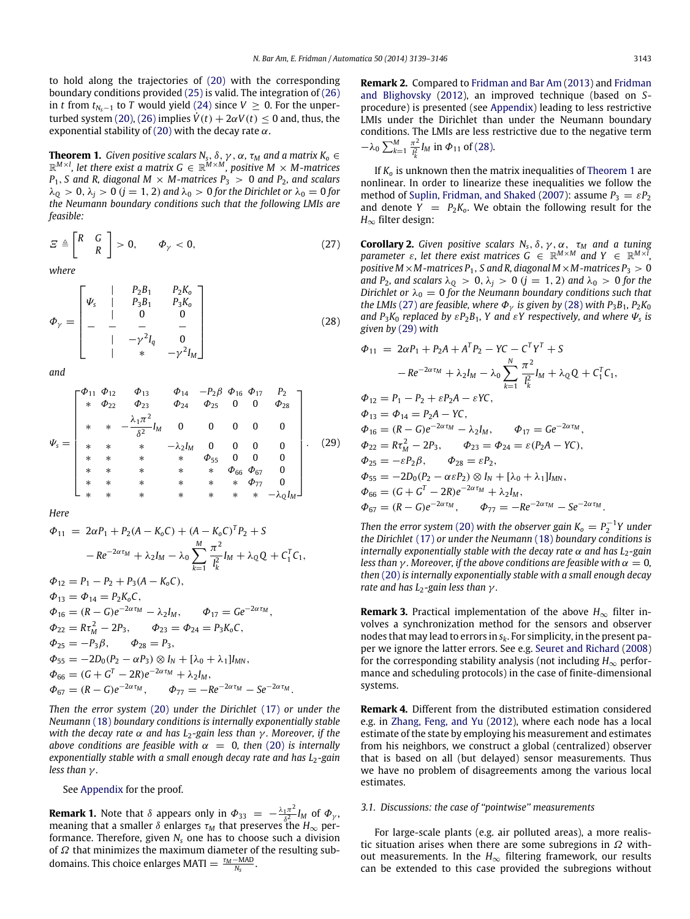to hold along the trajectories of (20) with the corresponding boundary conditions provided (25) is valid. The integration of (26) in $t$ from $t_{N_s-1}$ to $T$ would yield (24) since $V \geq 0$. For the unperturbed system (20), (26) implies $\dot{V}(t) + 2\alpha V(t) \leq 0$ and, thus, the exponential stability of (20) with the decay rate $\alpha$.

**Theorem 1.** *Given positive scalars $N_s$, $\delta$, $\gamma$, $\alpha$, $\tau_M$ and a matrix $K_o \in \mathbb{R}^{M\times l}$, let there exist a matrix $G \in \mathbb{R}^{M\times M}$, positive $M \times M$-matrices $P_1$, $S$ and $R$, diagonal $M \times M$-matrices $P_3 > 0$ and $P_2$, and scalars $\lambda_Q > 0$, $\lambda_j > 0$ $(j = 1, 2)$ and $\lambda_0 > 0$ for the Dirichlet or $\lambda_0 = 0$ for the Neumann boundary conditions such that the following LMIs are feasible:*

$$\Xi \triangleq \begin{bmatrix} R & G \\ & R \end{bmatrix} > 0, \qquad \Phi_\gamma < 0, \tag{27}$$

*where*

$$\Phi_\gamma = \left[\begin{array}{c|cc} \Psi_s & P_2B_1 & P_2K_o \\ & P_3B_1 & P_3K_o \\ & 0 & 0 \\ \hline & -\gamma^2 I_q & 0 \\ & * & -\gamma^2 I_M \end{array}\right] \tag{28}$$

*and*

$$\Psi_s = \begin{bmatrix} \Phi_{11} & \Phi_{12} & \Phi_{13} & \Phi_{14} & -P_2\beta & \Phi_{16} & \Phi_{17} & P_2 \\ * & \Phi_{22} & \Phi_{23} & \Phi_{24} & \Phi_{25} & 0 & 0 & \Phi_{28} \\ * & * & -\frac{\lambda_1\pi^2}{\delta^2}I_M & 0 & 0 & 0 & 0 & 0 \\ * & * & * & -\lambda_2 I_M & 0 & 0 & 0 & 0 \\ * & * & * & * & \Phi_{55} & 0 & 0 & 0 \\ * & * & * & * & * & \Phi_{66} & \Phi_{67} & 0 \\ * & * & * & * & * & * & \Phi_{77} & 0 \\ * & * & * & * & * & * & * & -\lambda_Q I_M \end{bmatrix}. \tag{29}$$

*Here*

$$\Phi_{11} = 2\alpha P_1 + P_2(A - K_oC) + (A - K_oC)^T P_2 + S - Re^{-2\alpha\tau_M} + \lambda_2 I_M - \lambda_0 \sum_{k=1}^{M} \frac{\pi^2}{l_k^2} I_M + \lambda_Q Q + C_1^T C_1,$$

$$\Phi_{12} = P_1 - P_2 + P_3(A - K_oC),$$

$$\Phi_{13} = \Phi_{14} = P_2K_oC,$$

$$\Phi_{16} = (R - G)e^{-2\alpha\tau_M} - \lambda_2 I_M, \qquad \Phi_{17} = Ge^{-2\alpha\tau_M},$$

$$\Phi_{22} = R\tau_M^2 - 2P_3, \qquad \Phi_{23} = \Phi_{24} = P_3K_oC,$$

$$\Phi_{25} = -P_3\beta, \qquad \Phi_{28} = P_3,$$

$$\Phi_{55} = -2D_0(P_2 - \alpha P_3) \otimes I_N + [\lambda_0 + \lambda_1]I_{MN},$$

$$\Phi_{66} = (G + G^T - 2R)e^{-2\alpha\tau_M} + \lambda_2 I_M,$$

$$\Phi_{67} = (R - G)e^{-2\alpha\tau_M}, \qquad \Phi_{77} = -Re^{-2\alpha\tau_M} - Se^{-2\alpha\tau_M}.$$

*Then the error system (20) under the Dirichlet (17) or under the Neumann (18) boundary conditions is internally exponentially stable with the decay rate $\alpha$ and has $L_2$-gain less than $\gamma$. Moreover, if the above conditions are feasible with $\alpha = 0$, then (20) is internally exponentially stable with a small enough decay rate and has $L_2$-gain less than $\gamma$.*

See Appendix for the proof.

**Remark 1.** Note that $\delta$ appears only in $\Phi_{33} = -\frac{\lambda_1\pi^2}{\delta^2}I_M$ of $\Phi_\gamma$, meaning that a smaller $\delta$ enlarges $\tau_M$ that preserves the $H_\infty$ performance. Therefore, given $N_s$ one has to choose such a division of $\Omega$ that minimizes the maximum diameter of the resulting subdomains. This choice enlarges MATI $= \frac{\tau_M - \text{MAD}}{N_s}$.

**Remark 2.** Compared to Fridman and Bar Am (2013) and Fridman and Blighovsky (2012), an improved technique (based on $S$-procedure) is presented (see Appendix) leading to less restrictive LMIs under the Dirichlet than under the Neumann boundary conditions. The LMIs are less restrictive due to the negative term $-\lambda_0 \sum_{k=1}^{M} \frac{\pi^2}{l_k^2} I_M$ in $\Phi_{11}$ of (28).

If $K_o$ is unknown then the matrix inequalities of Theorem 1 are nonlinear. In order to linearize these inequalities we follow the method of Suplin, Fridman, and Shaked (2007): assume $P_3 = \varepsilon P_2$ and denote $Y = P_2K_o$. We obtain the following result for the $H_\infty$ filter design:

**Corollary 2.** *Given positive scalars $N_s, \delta, \gamma, \alpha$, $\tau_M$ and a tuning parameter $\varepsilon$, let there exist matrices $G \in \mathbb{R}^{M\times M}$ and $Y \in \mathbb{R}^{M\times l}$, positive $M\times M$-matrices $P_1$, $S$ and $R$, diagonal $M\times M$-matrices $P_3 > 0$ and $P_2$, and scalars $\lambda_Q > 0$, $\lambda_j > 0$ $(j = 1, 2)$ and $\lambda_0 > 0$ for the Dirichlet or $\lambda_0 = 0$ for the Neumann boundary conditions such that the LMIs (27) are feasible, where $\Phi_\gamma$ is given by (28) with $P_3B_1$, $P_2K_0$ and $P_3K_0$ replaced by $\varepsilon P_2B_1$, $Y$ and $\varepsilon Y$ respectively, and where $\Psi_s$ is given by (29) with*

$$\Phi_{11} = 2\alpha P_1 + P_2A + A^T P_2 - YC - C^T Y^T + S - Re^{-2\alpha\tau_M} + \lambda_2 I_M - \lambda_0 \sum_{k=1}^{N} \frac{\pi^2}{l_k^2} I_M + \lambda_Q Q + C_1^T C_1,$$

$$\Phi_{12} = P_1 - P_2 + \varepsilon P_2 A - \varepsilon YC,$$

$$\Phi_{13} = \Phi_{14} = P_2A - YC,$$

$$\Phi_{16} = (R - G)e^{-2\alpha\tau_M} - \lambda_2 I_M, \qquad \Phi_{17} = Ge^{-2\alpha\tau_M},$$

$$\Phi_{22} = R\tau_M^2 - 2P_3, \qquad \Phi_{23} = \Phi_{24} = \varepsilon(P_2A - YC),$$

$$\Phi_{25} = -\varepsilon P_2\beta, \qquad \Phi_{28} = \varepsilon P_2,$$

$$\Phi_{55} = -2D_0(P_2 - \alpha\varepsilon P_2) \otimes I_N + [\lambda_0 + \lambda_1]I_{MN},$$

$$\Phi_{66} = (G + G^T - 2R)e^{-2\alpha\tau_M} + \lambda_2 I_M,$$

$$\Phi_{67} = (R - G)e^{-2\alpha\tau_M}, \qquad \Phi_{77} = -Re^{-2\alpha\tau_M} - Se^{-2\alpha\tau_M}.$$

*Then the error system (20) with the observer gain $K_o = P_2^{-1}Y$ under the Dirichlet (17) or under the Neumann (18) boundary conditions is internally exponentially stable with the decay rate $\alpha$ and has $L_2$-gain less than $\gamma$. Moreover, if the above conditions are feasible with $\alpha = 0$, then (20) is internally exponentially stable with a small enough decay rate and has $L_2$-gain less than $\gamma$.*

**Remark 3.** Practical implementation of the above $H_\infty$ filter involves a synchronization method for the sensors and observer nodes that may lead to errors in $s_k$. For simplicity, in the present paper we ignore the latter errors. See e.g. Seuret and Richard (2008) for the corresponding stability analysis (not including $H_\infty$ performance and scheduling protocols) in the case of finite-dimensional systems.

**Remark 4.** Different from the distributed estimation considered e.g. in Zhang, Feng, and Yu (2012), where each node has a local estimate of the state by employing his measurement and estimates from his neighbors, we construct a global (centralized) observer that is based on all (but delayed) sensor measurements. Thus we have no problem of disagreements among the various local estimates.

### 3.1. Discussions: the case of "pointwise" measurements

For large-scale plants (e.g. air polluted areas), a more realistic situation arises when there are some subregions in $\Omega$ without measurements. In the $H_\infty$ filtering framework, our results can be extended to this case provided the subregions without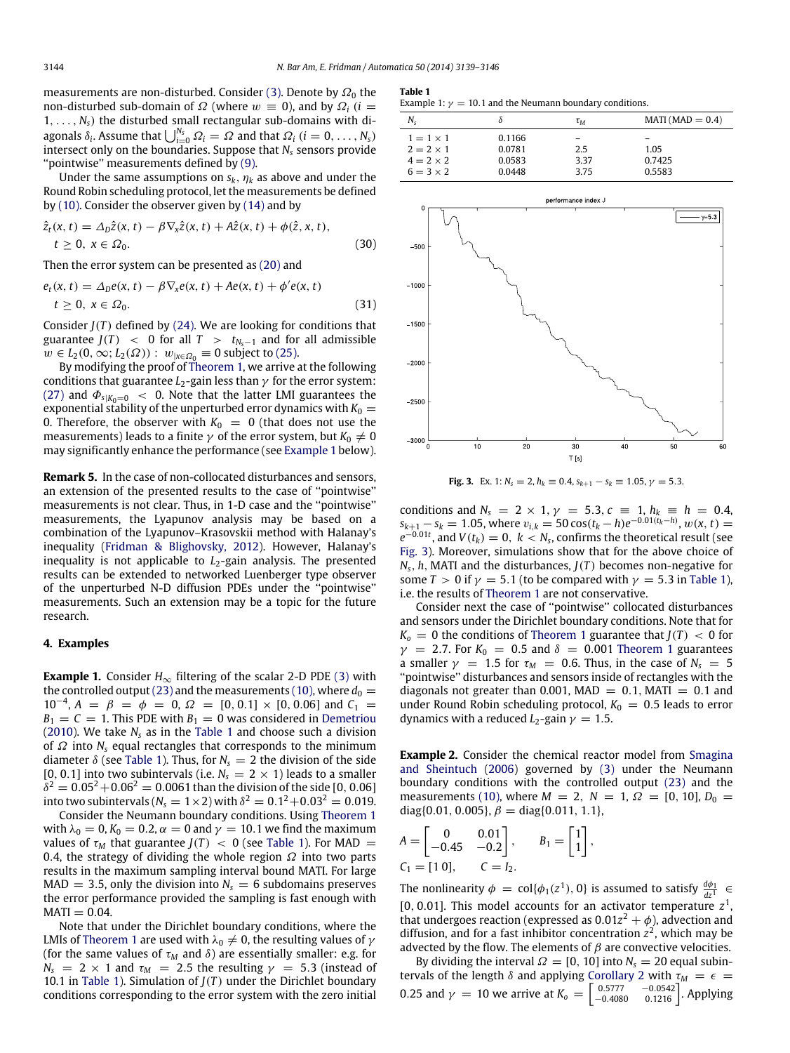measurements are non-disturbed. Consider (3). Denote by $\Omega_0$ the non-disturbed sub-domain of $\Omega$ (where $w \equiv 0$), and by $\Omega_i$ ($i = 1, \dots, N_s$) the disturbed small rectangular sub-domains with diagonals $\delta_i$. Assume that $\bigcup_{i=0}^{N_s} \Omega_i = \Omega$ and that $\Omega_i$ ($i = 0, \dots, N_s$) intersect only on the boundaries. Suppose that $N_s$ sensors provide "pointwise" measurements defined by (9).

Under the same assumptions on $s_k$, $\eta_k$ as above and under the Round Robin scheduling protocol, let the measurements be defined by (10). Consider the observer given by (14) and by

$$\hat{z}_t(x,t) = \Delta_D \hat{z}(x,t) - \beta \nabla_x \hat{z}(x,t) + A\hat{z}(x,t) + \phi(\hat{z}, x, t),$$
$$t \geq 0, \ x \in \Omega_0. \tag{30}$$

Then the error system can be presented as (20) and

$$e_t(x,t) = \Delta_D e(x,t) - \beta \nabla_x e(x,t) + Ae(x,t) + \phi' e(x,t)$$
$$t \geq 0, \ x \in \Omega_0. \tag{31}$$

Consider $J(T)$ defined by (24). We are looking for conditions that guarantee $J(T) < 0$ for all $T > t_{N_s-1}$ and for all admissible $w \in L_2(0, \infty; L_2(\Omega))$ : $w_{|x \in \Omega_0} \equiv 0$ subject to (25).

By modifying the proof of Theorem 1, we arrive at the following conditions that guarantee $L_2$-gain less than $\gamma$ for the error system: (27) and $\Phi_{s|K_0=0} < 0$. Note that the latter LMI guarantees the exponential stability of the unperturbed error dynamics with $K_0 = 0$. Therefore, the observer with $K_0 = 0$ (that does not use the measurements) leads to a finite $\gamma$ of the error system, but $K_0 \neq 0$ may significantly enhance the performance (see Example 1 below).

**Remark 5.** In the case of non-collocated disturbances and sensors, an extension of the presented results to the case of "pointwise" measurements is not clear. Thus, in 1-D case and the "pointwise" measurements, the Lyapunov analysis may be based on a combination of the Lyapunov–Krasovskii method with Halanay's inequality (Fridman & Blighovsky, 2012). However, Halanay's inequality is not applicable to $L_2$-gain analysis. The presented results can be extended to networked Luenberger type observer of the unperturbed N-D diffusion PDEs under the "pointwise" measurements. Such an extension may be a topic for the future research.

## 4. Examples

**Example 1.** Consider $H_\infty$ filtering of the scalar 2-D PDE (3) with the controlled output (23) and the measurements (10), where $d_0 = 10^{-4}$, $A = \beta = \phi = 0$, $\Omega = [0, 0.1] \times [0, 0.06]$ and $C_1 = B_1 = C = 1$. This PDE with $B_1 = 0$ was considered in Demetriou (2010). We take $N_s$ as in the Table 1 and choose such a division of $\Omega$ into $N_s$ equal rectangles that corresponds to the minimum diameter $\delta$ (see Table 1). Thus, for $N_s = 2$ the division of the side [0, 0.1] into two subintervals (i.e. $N_s = 2 \times 1$) leads to a smaller $\delta^2 = 0.05^2 + 0.06^2 = 0.0061$ than the division of the side [0, 0.06] into two subintervals ($N_s = 1 \times 2$) with $\delta^2 = 0.1^2 + 0.03^2 = 0.019$.

Consider the Neumann boundary conditions. Using Theorem 1 with $\lambda_0 = 0$, $K_0 = 0.2$, $\alpha = 0$ and $\gamma = 10.1$ we find the maximum values of $\tau_M$ that guarantee $J(T) < 0$ (see Table 1). For MAD = 0.4, the strategy of dividing the whole region $\Omega$ into two parts results in the maximum sampling interval bound MATI. For large MAD = 3.5, only the division into $N_s = 6$ subdomains preserves the error performance provided the sampling is fast enough with MATI = 0.04.

Note that under the Dirichlet boundary conditions, where the LMIs of Theorem 1 are used with $\lambda_0 \neq 0$, the resulting values of $\gamma$ (for the same values of $\tau_M$ and $\delta$) are essentially smaller: e.g. for $N_s = 2 \times 1$ and $\tau_M = 2.5$ the resulting $\gamma = 5.3$ (instead of 10.1 in Table 1). Simulation of $J(T)$ under the Dirichlet boundary conditions corresponding to the error system with the zero initial conditions and $N_s = 2 \times 1$, $\gamma = 5.3$, $c \equiv 1$, $h_k \equiv h = 0.4$, $s_{k+1} - s_k \equiv 1.05$, where $v_{i,k} = 50\cos(t_k - h)e^{-0.01(t_k-h)}$, $w(x,t) = e^{-0.01t}$, and $V(t_k) = 0$, $k < N_s$, confirms the theoretical result (see Fig. 3). Moreover, simulations show that for the above choice of $N_s$, $h$, MATI and the disturbances, $J(T)$ becomes non-negative for some $T > 0$ if $\gamma = 5.1$ (to be compared with $\gamma = 5.3$ in Table 1), i.e. the results of Theorem 1 are not conservative.

Consider next the case of "pointwise" collocated disturbances and sensors under the Dirichlet boundary conditions. Note that for $K_o = 0$ the conditions of Theorem 1 guarantee that $J(T) < 0$ for $\gamma = 2.7$. For $K_0 = 0.5$ and $\delta = 0.001$ Theorem 1 guarantees a smaller $\gamma = 1.5$ for $\tau_M = 0.6$. Thus, in the case of $N_s = 5$ "pointwise" disturbances and sensors inside of rectangles with the diagonals not greater than 0.001, MAD = 0.1, MATI = 0.1 and under Round Robin scheduling protocol, $K_0 = 0.5$ leads to error dynamics with a reduced $L_2$-gain $\gamma = 1.5$.

**Table 1**
Example 1: $\gamma = 10.1$ and the Neumann boundary conditions.

| $N_s$ | $\delta$ | $\tau_M$ | MATI (MAD = 0.4) |
|---|---|---|---|
| $1 = 1 \times 1$ | 0.1166 | – | – |
| $2 = 2 \times 1$ | 0.0781 | 2.5 | 1.05 |
| $4 = 2 \times 2$ | 0.0583 | 3.37 | 0.7425 |
| $6 = 3 \times 2$ | 0.0448 | 3.75 | 0.5583 |

**Fig. 3.** Ex. 1: $N_s = 2$, $h_k \equiv 0.4$, $s_{k+1} - s_k \equiv 1.05$, $\gamma = 5.3$.

**Example 2.** Consider the chemical reactor model from Smagina and Sheintuch (2006) governed by (3) under the Neumann boundary conditions with the controlled output (23) and the measurements (10), where $M = 2$, $N = 1$, $\Omega = [0, 10]$, $D_0 = \text{diag}\{0.01, 0.005\}$, $\beta = \text{diag}\{0.011, 1.1\}$,

$$A = \begin{bmatrix} 0 & 0.01 \\ -0.45 & -0.2 \end{bmatrix}, \qquad B_1 = \begin{bmatrix} 1 \\ 1 \end{bmatrix},$$
$$C_1 = [1 \ 0], \qquad C = I_2.$$

The nonlinearity $\phi = \text{col}\{\phi_1(z^1), 0\}$ is assumed to satisfy $\frac{d\phi_1}{dz^1} \in [0, 0.01]$. This model accounts for an activator temperature $z^1$, that undergoes reaction (expressed as $0.01z^2 + \phi$), advection and diffusion, and for a fast inhibitor concentration $z^2$, which may be advected by the flow. The elements of $\beta$ are convective velocities.

By dividing the interval $\Omega = [0, 10]$ into $N_s = 20$ equal subintervals of the length $\delta$ and applying Corollary 2 with $\tau_M = \epsilon = 0.25$ and $\gamma = 10$ we arrive at $K_o = \begin{bmatrix} 0.5777 & -0.0542 \\ -0.4080 & 0.1216 \end{bmatrix}$. Applying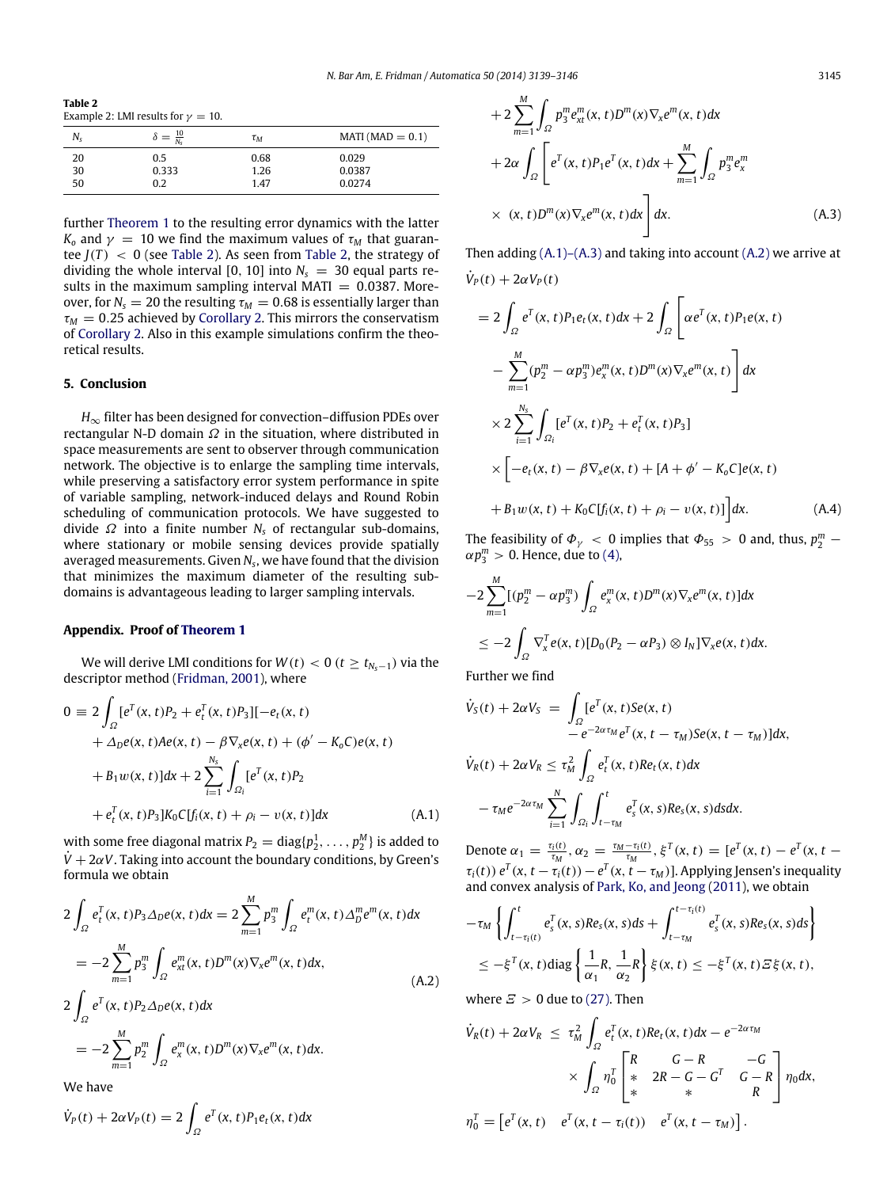**Table 2**
Example 2: LMI results for $\gamma = 10$.

| $N_s$ | $\delta = \frac{10}{N_s}$ | $\tau_M$ | MATI (MAD = 0.1) |
|---|---|---|---|
| 20 | 0.5 | 0.68 | 0.029 |
| 30 | 0.333 | 1.26 | 0.0387 |
| 50 | 0.2 | 1.47 | 0.0274 |

further Theorem 1 to the resulting error dynamics with the latter $K_o$ and $\gamma = 10$ we find the maximum values of $\tau_M$ that guarantee $J(T) < 0$ (see Table 2). As seen from Table 2, the strategy of dividing the whole interval $[0, 10]$ into $N_s = 30$ equal parts results in the maximum sampling interval MATI $= 0.0387$. Moreover, for $N_s = 20$ the resulting $\tau_M = 0.68$ is essentially larger than $\tau_M = 0.25$ achieved by Corollary 2. This mirrors the conservatism of Corollary 2. Also in this example simulations confirm the theoretical results.

## 5. Conclusion

$H_\infty$ filter has been designed for convection–diffusion PDEs over rectangular N-D domain $\Omega$ in the situation, where distributed in space measurements are sent to observer through communication network. The objective is to enlarge the sampling time intervals, while preserving a satisfactory error system performance in spite of variable sampling, network-induced delays and Round Robin scheduling of communication protocols. We have suggested to divide $\Omega$ into a finite number $N_s$ of rectangular sub-domains, where stationary or mobile sensing devices provide spatially averaged measurements. Given $N_s$, we have found that the division that minimizes the maximum diameter of the resulting sub-domains is advantageous leading to larger sampling intervals.

## Appendix. Proof of Theorem 1

We will derive LMI conditions for $W(t) < 0$ $(t \geq t_{N_s-1})$ via the descriptor method (Fridman, 2001), where

$$
\begin{aligned}
0 \equiv\ & 2\int_\Omega [e^T(x,t)P_2 + e_t^T(x,t)P_3][-e_t(x,t) \\
& + \Delta_D e(x,t)Ae(x,t) - \beta\nabla_x e(x,t) + (\phi' - K_oC)e(x,t) \\
& + B_1 w(x,t)]dx + 2\sum_{i=1}^{N_s}\int_{\Omega_i}[e^T(x,t)P_2 \\
& + e_t^T(x,t)P_3]K_0C[f_i(x,t) + \rho_i - v(x,t)]dx
\end{aligned}
\tag{A.1}
$$

with some free diagonal matrix $P_2 = \mathrm{diag}\{p_2^1, \ldots, p_2^M\}$ is added to $\dot{V} + 2\alpha V$. Taking into account the boundary conditions, by Green's formula we obtain

$$
\begin{aligned}
& 2\int_\Omega e_t^T(x,t)P_3\Delta_D e(x,t)dx = 2\sum_{m=1}^M p_3^m \int_\Omega e_t^m(x,t)\Delta_D^m e^m(x,t)dx \\
& = -2\sum_{m=1}^M p_3^m \int_\Omega e_{xt}^m(x,t)D^m(x)\nabla_x e^m(x,t)dx, \\
& 2\int_\Omega e^T(x,t)P_2\Delta_D e(x,t)dx \\
& = -2\sum_{m=1}^M p_2^m \int_\Omega e_x^m(x,t)D^m(x)\nabla_x e^m(x,t)dx.
\end{aligned}
\tag{A.2}
$$

We have

$$
\begin{aligned}
\dot{V}_P(t) + 2\alpha V_P(t) =\ & 2\int_\Omega e^T(x,t)P_1 e_t(x,t)dx \\
& + 2\sum_{m=1}^M \int_\Omega p_3^m e_{xt}^m(x,t)D^m(x)\nabla_x e^m(x,t)dx \\
& + 2\alpha\int_\Omega \Bigg[e^T(x,t)P_1 e^T(x,t)dx + \sum_{m=1}^M \int_\Omega p_3^m e_x^m \\
& \times (x,t)D^m(x)\nabla_x e^m(x,t)dx\Bigg]dx.
\end{aligned}
\tag{A.3}
$$

Then adding (A.1)–(A.3) and taking into account (A.2) we arrive at

$$
\begin{aligned}
& \dot{V}_P(t) + 2\alpha V_P(t) \\
& = 2\int_\Omega e^T(x,t)P_1 e_t(x,t)dx + 2\int_\Omega \Bigg[\alpha e^T(x,t)P_1 e(x,t) \\
& - \sum_{m=1}^M (p_2^m - \alpha p_3^m)e_x^m(x,t)D^m(x)\nabla_x e^m(x,t)\Bigg]dx \\
& \times 2\sum_{i=1}^{N_s}\int_{\Omega_i}[e^T(x,t)P_2 + e_t^T(x,t)P_3] \\
& \times \Big[-e_t(x,t) - \beta\nabla_x e(x,t) + [A + \phi' - K_oC]e(x,t) \\
& + B_1 w(x,t) + K_0C[f_i(x,t) + \rho_i - v(x,t)]\Big]dx.
\end{aligned}
\tag{A.4}
$$

The feasibility of $\Phi_\gamma < 0$ implies that $\Phi_{55} > 0$ and, thus, $p_2^m - \alpha p_3^m > 0$. Hence, due to (4),

$$
\begin{aligned}
& -2\sum_{m=1}^M [(p_2^m - \alpha p_3^m)\int_\Omega e_x^m(x,t)D^m(x)\nabla_x e^m(x,t)]dx \\
& \leq -2\int_\Omega \nabla_x^T e(x,t)[D_0(P_2 - \alpha P_3)\otimes I_N]\nabla_x e(x,t)dx.
\end{aligned}
$$

Further we find

$$
\begin{aligned}
\dot{V}_S(t) + 2\alpha V_S =\ & \int_\Omega [e^T(x,t)Se(x,t) \\
& - e^{-2\alpha\tau_M}e^T(x,t-\tau_M)Se(x,t-\tau_M)]dx, \\
\dot{V}_R(t) + 2\alpha V_R \leq\ & \tau_M^2\int_\Omega e_t^T(x,t)Re_t(x,t)dx \\
& - \tau_M e^{-2\alpha\tau_M}\sum_{i=1}^N\int_{\Omega_i}\int_{t-\tau_M}^t e_s^T(x,s)Re_s(x,s)dsdx.
\end{aligned}
$$

Denote $\alpha_1 = \frac{\tau_i(t)}{\tau_M}$, $\alpha_2 = \frac{\tau_M - \tau_i(t)}{\tau_M}$, $\xi^T(x,t) = [e^T(x,t) - e^T(x,t-\tau_i(t))\ e^T(x,t-\tau_i(t)) - e^T(x,t-\tau_M)]$. Applying Jensen's inequality and convex analysis of Park, Ko, and Jeong (2011), we obtain

$$
\begin{aligned}
& -\tau_M\left\{\int_{t-\tau_i(t)}^t e_s^T(x,s)Re_s(x,s)ds + \int_{t-\tau_M}^{t-\tau_i(t)} e_s^T(x,s)Re_s(x,s)ds\right\} \\
& \leq -\xi^T(x,t)\mathrm{diag}\left\{\frac{1}{\alpha_1}R, \frac{1}{\alpha_2}R\right\}\xi(x,t) \leq -\xi^T(x,t)\Xi\xi(x,t),
\end{aligned}
$$

where $\Xi > 0$ due to (27). Then

$$
\begin{aligned}
\dot{V}_R(t) + 2\alpha V_R \leq\ & \tau_M^2\int_\Omega e_t^T(x,t)Re_t(x,t)dx - e^{-2\alpha\tau_M} \\
& \times \int_\Omega \eta_0^T \begin{bmatrix} R & G-R & -G \\ * & 2R - G - G^T & G - R \\ * & * & R \end{bmatrix}\eta_0 dx,
\end{aligned}
$$

$$
\eta_0^T = \begin{bmatrix} e^T(x,t) & e^T(x,t-\tau_i(t)) & e^T(x,t-\tau_M) \end{bmatrix}.
$$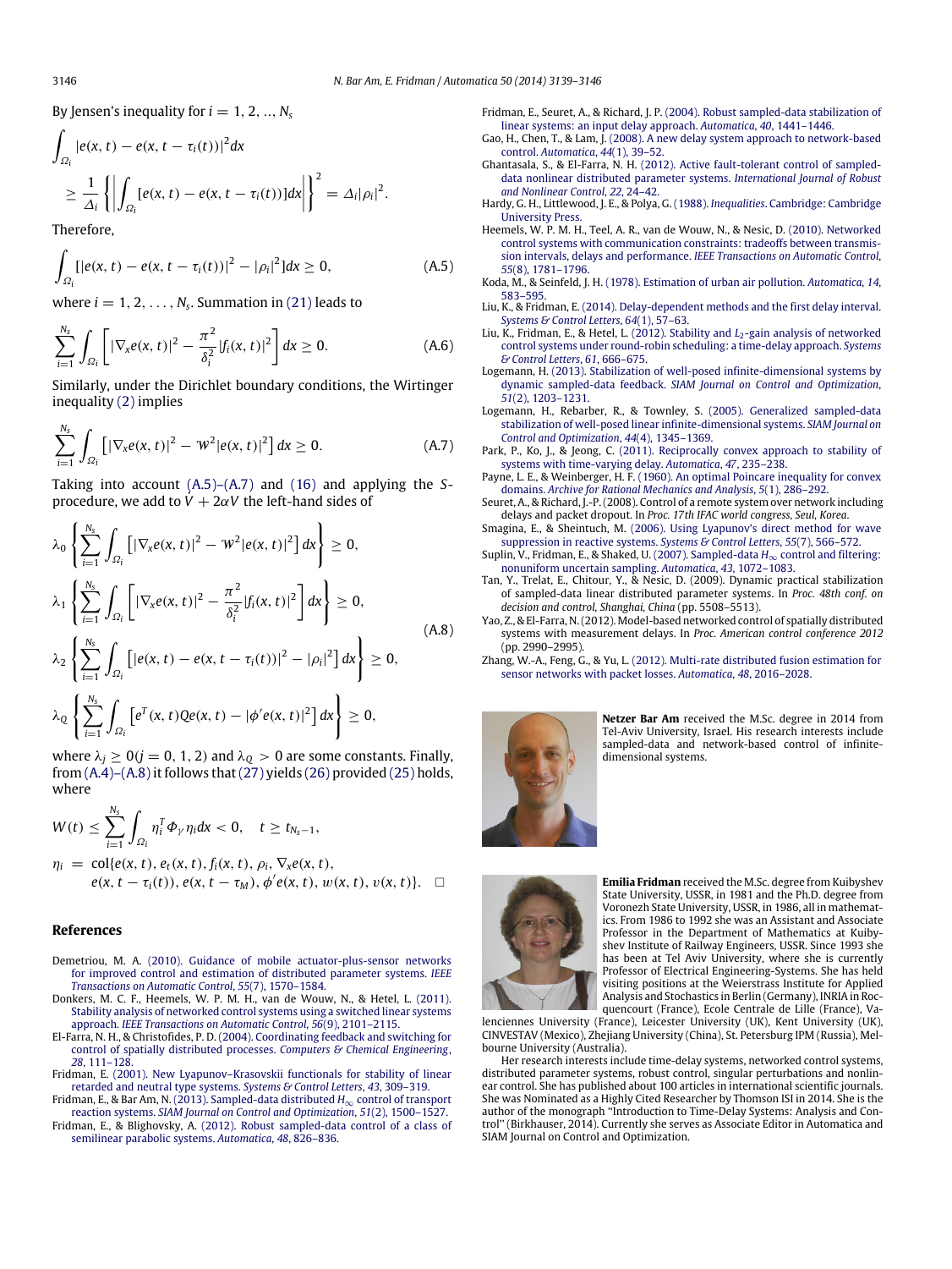By Jensen's inequality for $i = 1, 2, .., N_s$

$$\int_{\Omega_i} |e(x,t) - e(x, t - \tau_i(t))|^2 dx \geq \frac{1}{\Delta_i} \left\{ \left| \int_{\Omega_i} [e(x,t) - e(x, t-\tau_i(t))] dx \right| \right\}^2 = \Delta_i |\rho_i|^2.$$

Therefore,

$$\int_{\Omega_i} [|e(x,t) - e(x, t-\tau_i(t))|^2 - |\rho_i|^2] dx \geq 0, \tag{A.5}$$

where $i = 1, 2, \ldots, N_s$. Summation in (21) leads to

$$\sum_{i=1}^{N_s} \int_{\Omega_i} \left[ |\nabla_x e(x,t)|^2 - \frac{\pi^2}{\delta_i^2} |f_i(x,t)|^2 \right] dx \geq 0. \tag{A.6}$$

Similarly, under the Dirichlet boundary conditions, the Wirtinger inequality (2) implies

$$\sum_{i=1}^{N_s} \int_{\Omega_i} \left[ |\nabla_x e(x,t)|^2 - \mathcal{W}^2 |e(x,t)|^2 \right] dx \geq 0. \tag{A.7}$$

Taking into account (A.5)–(A.7) and (16) and applying the $S$-procedure, we add to $\dot{V} + 2\alpha V$ the left-hand sides of

$$\begin{aligned}
&\lambda_0 \left\{ \sum_{i=1}^{N_s} \int_{\Omega_i} \left[ |\nabla_x e(x,t)|^2 - \mathcal{W}^2 |e(x,t)|^2 \right] dx \right\} \geq 0, \\
&\lambda_1 \left\{ \sum_{i=1}^{N_s} \int_{\Omega_i} \left[ |\nabla_x e(x,t)|^2 - \frac{\pi^2}{\delta_i^2} |f_i(x,t)|^2 \right] dx \right\} \geq 0, \\
&\lambda_2 \left\{ \sum_{i=1}^{N_s} \int_{\Omega_i} \left[ |e(x,t) - e(x, t-\tau_i(t))|^2 - |\rho_i|^2 \right] dx \right\} \geq 0, \\
&\lambda_Q \left\{ \sum_{i=1}^{N_s} \int_{\Omega_i} \left[ e^T(x,t) Q e(x,t) - |\phi' e(x,t)|^2 \right] dx \right\} \geq 0,
\end{aligned} \tag{A.8}$$

where $\lambda_j \geq 0 (j = 0, 1, 2)$ and $\lambda_Q > 0$ are some constants. Finally, from (A.4)–(A.8) it follows that (27) yields (26) provided (25) holds, where

$$W(t) \leq \sum_{i=1}^{N_s} \int_{\Omega_i} \eta_i^T \Phi_\gamma \eta_i dx < 0, \quad t \geq t_{N_s - 1},$$

$$\begin{aligned}
\eta_i = \ &\mathrm{col}\{e(x,t), e_t(x,t), f_i(x,t), \rho_i, \nabla_x e(x,t), \\
&e(x, t-\tau_i(t)), e(x, t-\tau_M), \phi' e(x,t), w(x,t), v(x,t)\}. \quad \square
\end{aligned}$$

## References

Demetriou, M. A. (2010). Guidance of mobile actuator-plus-sensor networks for improved control and estimation of distributed parameter systems. *IEEE Transactions on Automatic Control*, *55*(7), 1570–1584.

Donkers, M. C. F., Heemels, W. P. M. H., van de Wouw, N., & Hetel, L. (2011). Stability analysis of networked control systems using a switched linear systems approach. *IEEE Transactions on Automatic Control*, *56*(9), 2101–2115.

El-Farra, N. H., & Christofides, P. D. (2004). Coordinating feedback and switching for control of spatially distributed processes. *Computers & Chemical Engineering*, *28*, 111–128.

Fridman, E. (2001). New Lyapunov–Krasovskii functionals for stability of linear retarded and neutral type systems. *Systems & Control Letters*, *43*, 309–319.

Fridman, E., & Bar Am, N. (2013). Sampled-data distributed $H_\infty$ control of transport reaction systems. *SIAM Journal on Control and Optimization*, *51*(2), 1500–1527.

Fridman, E., & Blighovsky, A. (2012). Robust sampled-data control of a class of semilinear parabolic systems. *Automatica*, *48*, 826–836.

Fridman, E., Seuret, A., & Richard, J. P. (2004). Robust sampled-data stabilization of linear systems: an input delay approach. *Automatica*, *40*, 1441–1446.

Gao, H., Chen, T., & Lam, J. (2008). A new delay system approach to network-based control. *Automatica*, *44*(1), 39–52.

Ghantasala, S., & El-Farra, N. H. (2012). Active fault-tolerant control of sampled-data nonlinear distributed parameter systems. *International Journal of Robust and Nonlinear Control*, *22*, 24–42.

Hardy, G. H., Littlewood, J. E., & Polya, G. (1988). *Inequalities*. Cambridge: Cambridge University Press.

Heemels, W. P. M. H., Teel, A. R., van de Wouw, N., & Nesic, D. (2010). Networked control systems with communication constraints: tradeoffs between transmission intervals, delays and performance. *IEEE Transactions on Automatic Control*, *55*(8), 1781–1796.

Koda, M., & Seinfeld, J. H. (1978). Estimation of urban air pollution. *Automatica*, *14*, 583–595.

Liu, K., & Fridman, E. (2014). Delay-dependent methods and the first delay interval. *Systems & Control Letters*, *64*(1), 57–63.

Liu, K., Fridman, E., & Hetel, L. (2012). Stability and $L_2$-gain analysis of networked control systems under round-robin scheduling: a time-delay approach. *Systems & Control Letters*, *61*, 666–675.

Logemann, H. (2013). Stabilization of well-posed infinite-dimensional systems by dynamic sampled-data feedback. *SIAM Journal on Control and Optimization*, *51*(2), 1203–1231.

Logemann, H., Rebarber, R., & Townley, S. (2005). Generalized sampled-data stabilization of well-posed linear infinite-dimensional systems. *SIAM Journal on Control and Optimization*, *44*(4), 1345–1369.

Park, P., Ko, J., & Jeong, C. (2011). Reciprocally convex approach to stability of systems with time-varying delay. *Automatica*, *47*, 235–238.

Payne, L. E., & Weinberger, H. F. (1960). An optimal Poincare inequality for convex domains. *Archive for Rational Mechanics and Analysis*, *5*(1), 286–292.

Seuret, A., & Richard, J.-P. (2008). Control of a remote system over network including delays and packet dropout. In *Proc. 17th IFAC world congress, Seul, Korea*.

Smagina, E., & Sheintuch, M. (2006). Using Lyapunov's direct method for wave suppression in reactive systems. *Systems & Control Letters*, *55*(7), 566–572.

Suplin, V., Fridman, E., & Shaked, U. (2007). Sampled-data $H_\infty$ control and filtering: nonuniform uncertain sampling. *Automatica*, *43*, 1072–1083.

Tan, Y., Trelat, E., Chitour, Y., & Nesic, D. (2009). Dynamic practical stabilization of sampled-data linear distributed parameter systems. In *Proc. 48th conf. on decision and control, Shanghai, China* (pp. 5508–5513).

Yao, Z., & El-Farra, N. (2012). Model-based networked control of spatially distributed systems with measurement delays. In *Proc. American control conference 2012* (pp. 2990–2995).

Zhang, W.-A., Feng, G., & Yu, L. (2012). Multi-rate distributed fusion estimation for sensor networks with packet losses. *Automatica*, *48*, 2016–2028.

**Netzer Bar Am** received the M.Sc. degree in 2014 from Tel-Aviv University, Israel. His research interests include sampled-data and network-based control of infinite-dimensional systems.

**Emilia Fridman** received the M.Sc. degree from Kuibyshev State University, USSR, in 1981 and the Ph.D. degree from Voronezh State University, USSR, in 1986, all in mathematics. From 1986 to 1992 she was an Assistant and Associate Professor in the Department of Mathematics at Kuibyshev Institute of Railway Engineers, USSR. Since 1993 she has been at Tel Aviv University, where she is currently Professor of Electrical Engineering-Systems. She has held visiting positions at the Weierstrass Institute for Applied Analysis and Stochastics in Berlin (Germany), INRIA in Rocquencourt (France), Ecole Centrale de Lille (France), Valenciennes University (France), Leicester University (UK), Kent University (UK), CINVESTAV (Mexico), Zhejiang University (China), St. Petersburg IPM (Russia), Melbourne University (Australia).

Her research interests include time-delay systems, networked control systems, distributed parameter systems, robust control, singular perturbations and nonlinear control. She has published about 100 articles in international scientific journals. She was Nominated as a Highly Cited Researcher by Thomson ISI in 2014. She is the author of the monograph "Introduction to Time-Delay Systems: Analysis and Control" (Birkhauser, 2014). Currently she serves as Associate Editor in Automatica and SIAM Journal on Control and Optimization.